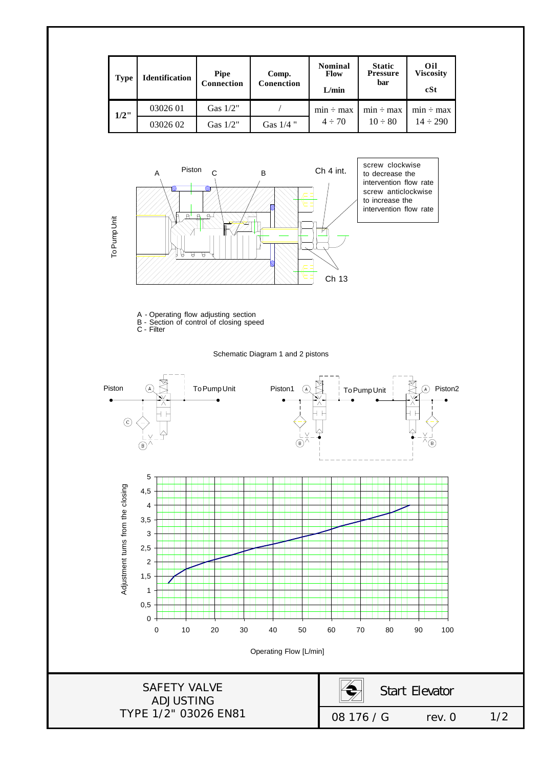| Type | Identification | Pipe Connection | Comp. Conenction | Nominal Flow L/min | Static Pressure bar | Oil Viscosity cSt |
|---|---|---|---|---|---|---|
| 1/2" | 03026 01 | Gas 1/2" | / | min ÷ max | min ÷ max | min ÷ max |
| | 03026 02 | Gas 1/2" | Gas 1/4 " | 4 ÷ 70 | 10 ÷ 80 | 14 ÷ 290 |

Piston A C B Ch 4 int. Ch 13 To Pump Unit

screw clockwise to decrease the intervention flow rate
screw anticlockwise to increase the intervention flow rate

A - Operating flow adjusting section
B - Section of control of closing speed
C - Filter

Schematic Diagram 1 and 2 pistons

Piston (A) To Pump Unit (C) (B)

Piston1 (A) To Pump Unit (A) Piston2 (B) (B)

Adjustment turns from the closing

Operating Flow [L/min]

SAFETY VALVE ADJUSTING
TYPE 1/2" 03026 EN81

Start Elevator

08 176 / G rev. 0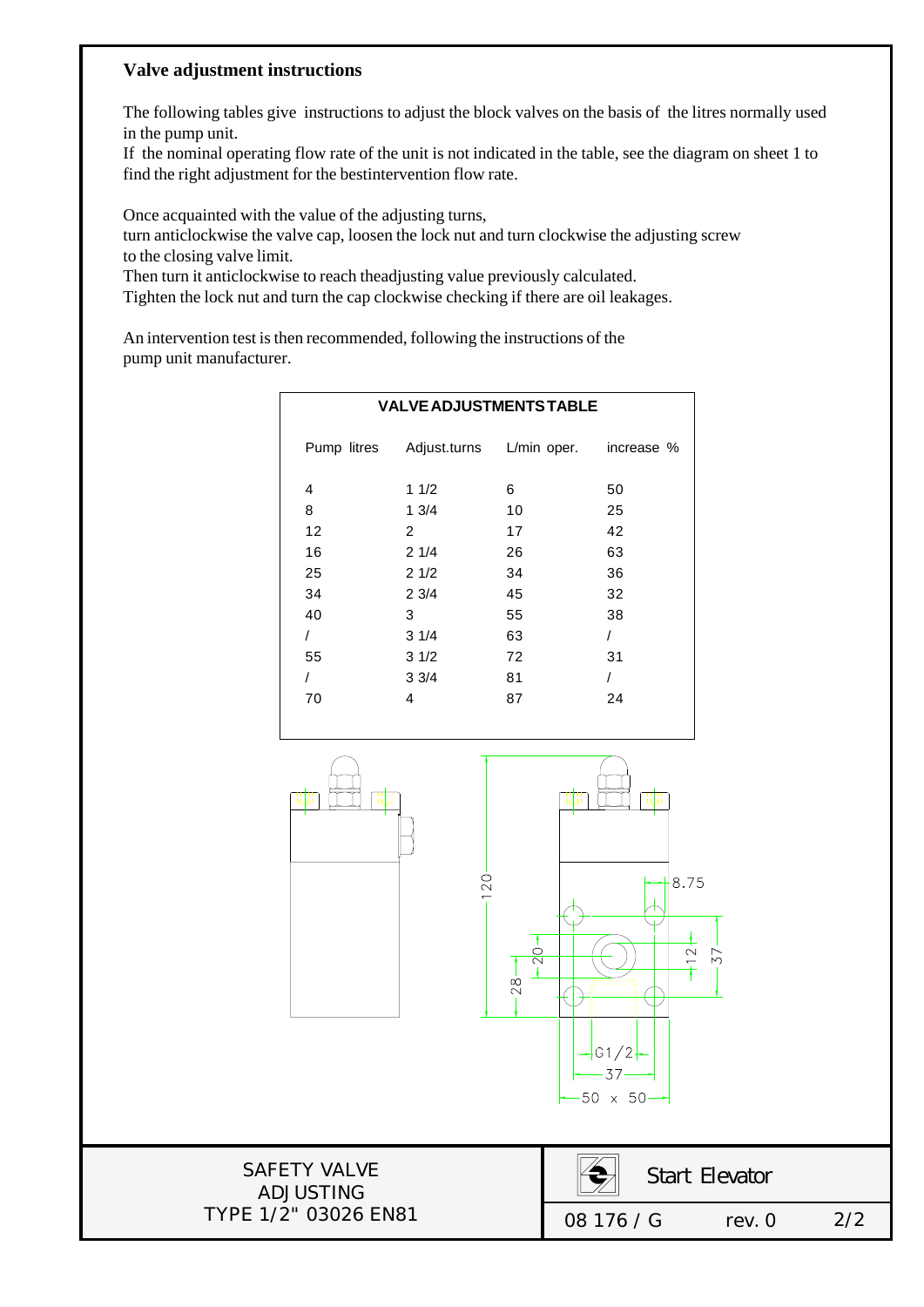## Valve adjustment instructions

The following tables give instructions to adjust the block valves on the basis of the litres normally used in the pump unit.
If the nominal operating flow rate of the unit is not indicated in the table, see the diagram on sheet 1 to find the right adjustment for the bestintervention flow rate.

Once acquainted with the value of the adjusting turns,
turn anticlockwise the valve cap, loosen the lock nut and turn clockwise the adjusting screw to the closing valve limit.
Then turn it anticlockwise to reach theadjusting value previously calculated.
Tighten the lock nut and turn the cap clockwise checking if there are oil leakages.

An intervention test is then recommended, following the instructions of the pump unit manufacturer.

**VALVE ADJUSTMENTS TABLE**

| Pump litres | Adjust.turns | L/min oper. | increase % |
|---|---|---|---|
| 4 | 1 1/2 | 6 | 50 |
| 8 | 1 3/4 | 10 | 25 |
| 12 | 2 | 17 | 42 |
| 16 | 2 1/4 | 26 | 63 |
| 25 | 2 1/2 | 34 | 36 |
| 34 | 2 3/4 | 45 | 32 |
| 40 | 3 | 55 | 38 |
| / | 3 1/4 | 63 | / |
| 55 | 3 1/2 | 72 | 31 |
| / | 3 3/4 | 81 | / |
| 70 | 4 | 87 | 24 |

120
8.75
20
12
37
28
G1/2
37
50 x 50

SAFETY VALVE
ADJUSTING
TYPE 1/2" 03026 EN81

Start Elevator

08 176 / G rev. 0